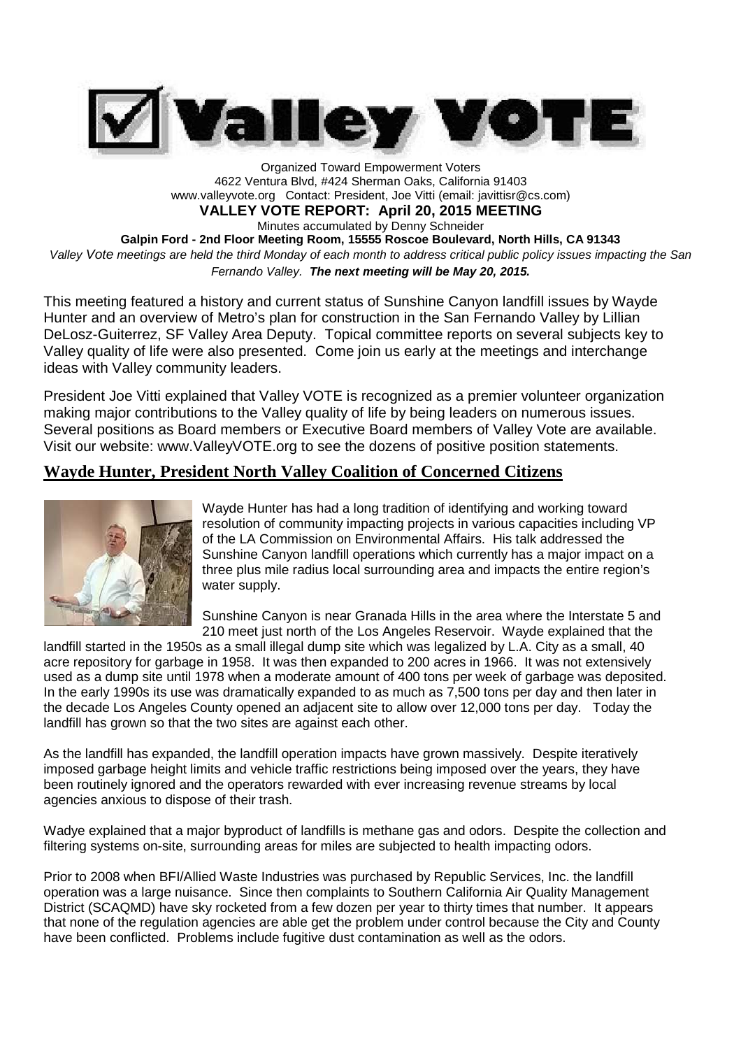# Valley VOTE

Organized Toward Empowerment Voters
4622 Ventura Blvd, #424 Sherman Oaks, California 91403
www.valleyvote.org Contact: President, Joe Vitti (email: javittisr@cs.com)

**VALLEY VOTE REPORT: April 20, 2015 MEETING**

Minutes accumulated by Denny Schneider

**Galpin Ford - 2nd Floor Meeting Room, 15555 Roscoe Boulevard, North Hills, CA 91343**

*Valley Vote meetings are held the third Monday of each month to address critical public policy issues impacting the San Fernando Valley. **The next meeting will be May 20, 2015.***

This meeting featured a history and current status of Sunshine Canyon landfill issues by Wayde Hunter and an overview of Metro's plan for construction in the San Fernando Valley by Lillian DeLosz-Guiterrez, SF Valley Area Deputy. Topical committee reports on several subjects key to Valley quality of life were also presented. Come join us early at the meetings and interchange ideas with Valley community leaders.

President Joe Vitti explained that Valley VOTE is recognized as a premier volunteer organization making major contributions to the Valley quality of life by being leaders on numerous issues. Several positions as Board members or Executive Board members of Valley Vote are available. Visit our website: www.ValleyVOTE.org to see the dozens of positive position statements.

## Wayde Hunter, President North Valley Coalition of Concerned Citizens

Wayde Hunter has had a long tradition of identifying and working toward resolution of community impacting projects in various capacities including VP of the LA Commission on Environmental Affairs. His talk addressed the Sunshine Canyon landfill operations which currently has a major impact on a three plus mile radius local surrounding area and impacts the entire region's water supply.

Sunshine Canyon is near Granada Hills in the area where the Interstate 5 and 210 meet just north of the Los Angeles Reservoir. Wayde explained that the landfill started in the 1950s as a small illegal dump site which was legalized by L.A. City as a small, 40 acre repository for garbage in 1958. It was then expanded to 200 acres in 1966. It was not extensively used as a dump site until 1978 when a moderate amount of 400 tons per week of garbage was deposited. In the early 1990s its use was dramatically expanded to as much as 7,500 tons per day and then later in the decade Los Angeles County opened an adjacent site to allow over 12,000 tons per day. Today the landfill has grown so that the two sites are against each other.

As the landfill has expanded, the landfill operation impacts have grown massively. Despite iteratively imposed garbage height limits and vehicle traffic restrictions being imposed over the years, they have been routinely ignored and the operators rewarded with ever increasing revenue streams by local agencies anxious to dispose of their trash.

Wadye explained that a major byproduct of landfills is methane gas and odors. Despite the collection and filtering systems on-site, surrounding areas for miles are subjected to health impacting odors.

Prior to 2008 when BFI/Allied Waste Industries was purchased by Republic Services, Inc. the landfill operation was a large nuisance. Since then complaints to Southern California Air Quality Management District (SCAQMD) have sky rocketed from a few dozen per year to thirty times that number. It appears that none of the regulation agencies are able get the problem under control because the City and County have been conflicted. Problems include fugitive dust contamination as well as the odors.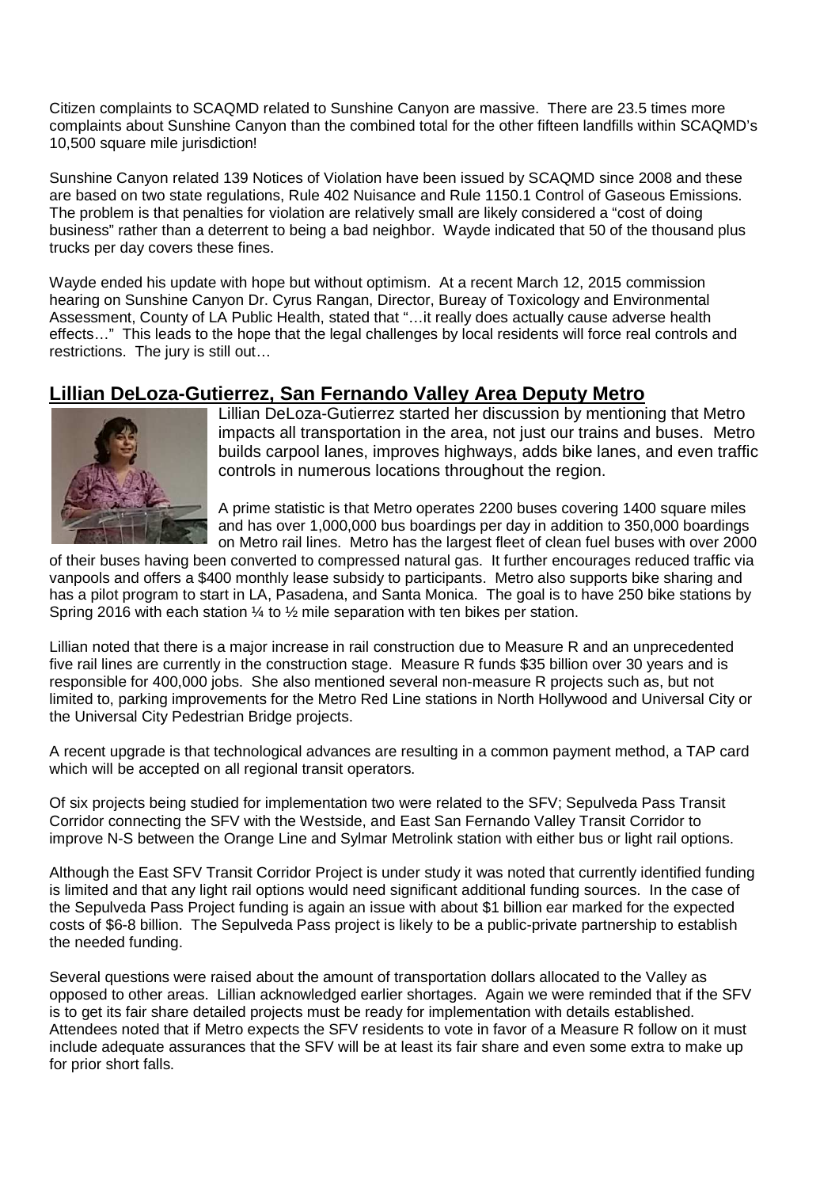Citizen complaints to SCAQMD related to Sunshine Canyon are massive. There are 23.5 times more complaints about Sunshine Canyon than the combined total for the other fifteen landfills within SCAQMD's 10,500 square mile jurisdiction!

Sunshine Canyon related 139 Notices of Violation have been issued by SCAQMD since 2008 and these are based on two state regulations, Rule 402 Nuisance and Rule 1150.1 Control of Gaseous Emissions. The problem is that penalties for violation are relatively small are likely considered a "cost of doing business" rather than a deterrent to being a bad neighbor. Wayde indicated that 50 of the thousand plus trucks per day covers these fines.

Wayde ended his update with hope but without optimism. At a recent March 12, 2015 commission hearing on Sunshine Canyon Dr. Cyrus Rangan, Director, Bureay of Toxicology and Environmental Assessment, County of LA Public Health, stated that "…it really does actually cause adverse health effects…" This leads to the hope that the legal challenges by local residents will force real controls and restrictions. The jury is still out…

## Lillian DeLoza-Gutierrez, San Fernando Valley Area Deputy Metro

Lillian DeLoza-Gutierrez started her discussion by mentioning that Metro impacts all transportation in the area, not just our trains and buses. Metro builds carpool lanes, improves highways, adds bike lanes, and even traffic controls in numerous locations throughout the region.

A prime statistic is that Metro operates 2200 buses covering 1400 square miles and has over 1,000,000 bus boardings per day in addition to 350,000 boardings on Metro rail lines. Metro has the largest fleet of clean fuel buses with over 2000 of their buses having been converted to compressed natural gas. It further encourages reduced traffic via vanpools and offers a $400 monthly lease subsidy to participants. Metro also supports bike sharing and has a pilot program to start in LA, Pasadena, and Santa Monica. The goal is to have 250 bike stations by Spring 2016 with each station ¼ to ½ mile separation with ten bikes per station.

Lillian noted that there is a major increase in rail construction due to Measure R and an unprecedented five rail lines are currently in the construction stage. Measure R funds $35 billion over 30 years and is responsible for 400,000 jobs. She also mentioned several non-measure R projects such as, but not limited to, parking improvements for the Metro Red Line stations in North Hollywood and Universal City or the Universal City Pedestrian Bridge projects.

A recent upgrade is that technological advances are resulting in a common payment method, a TAP card which will be accepted on all regional transit operators.

Of six projects being studied for implementation two were related to the SFV; Sepulveda Pass Transit Corridor connecting the SFV with the Westside, and East San Fernando Valley Transit Corridor to improve N-S between the Orange Line and Sylmar Metrolink station with either bus or light rail options.

Although the East SFV Transit Corridor Project is under study it was noted that currently identified funding is limited and that any light rail options would need significant additional funding sources. In the case of the Sepulveda Pass Project funding is again an issue with about $1 billion ear marked for the expected costs of $6-8 billion. The Sepulveda Pass project is likely to be a public-private partnership to establish the needed funding.

Several questions were raised about the amount of transportation dollars allocated to the Valley as opposed to other areas. Lillian acknowledged earlier shortages. Again we were reminded that if the SFV is to get its fair share detailed projects must be ready for implementation with details established. Attendees noted that if Metro expects the SFV residents to vote in favor of a Measure R follow on it must include adequate assurances that the SFV will be at least its fair share and even some extra to make up for prior short falls.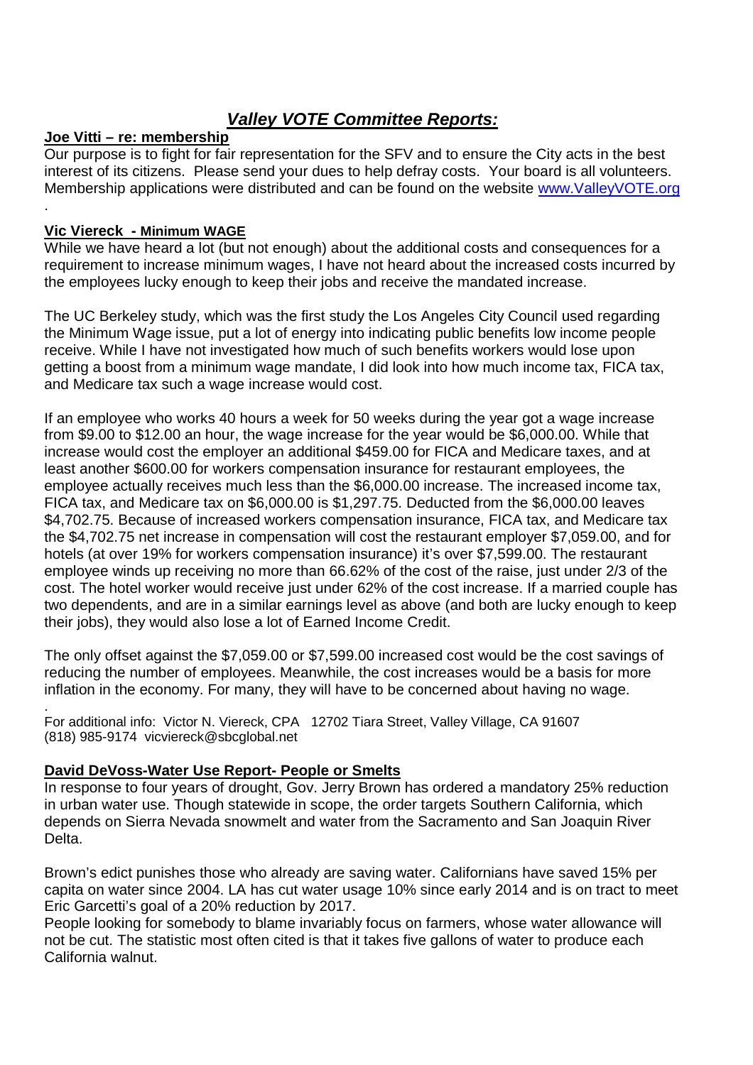# *Valley VOTE Committee Reports:*

**Joe Vitti – re: membership**

Our purpose is to fight for fair representation for the SFV and to ensure the City acts in the best interest of its citizens. Please send your dues to help defray costs. Your board is all volunteers. Membership applications were distributed and can be found on the website [www.ValleyVOTE.org](http://www.ValleyVOTE.org)
.

**Vic Viereck - Minimum WAGE**

While we have heard a lot (but not enough) about the additional costs and consequences for a requirement to increase minimum wages, I have not heard about the increased costs incurred by the employees lucky enough to keep their jobs and receive the mandated increase.

The UC Berkeley study, which was the first study the Los Angeles City Council used regarding the Minimum Wage issue, put a lot of energy into indicating public benefits low income people receive. While I have not investigated how much of such benefits workers would lose upon getting a boost from a minimum wage mandate, I did look into how much income tax, FICA tax, and Medicare tax such a wage increase would cost.

If an employee who works 40 hours a week for 50 weeks during the year got a wage increase from $9.00 to $12.00 an hour, the wage increase for the year would be $6,000.00. While that increase would cost the employer an additional $459.00 for FICA and Medicare taxes, and at least another $600.00 for workers compensation insurance for restaurant employees, the employee actually receives much less than the $6,000.00 increase. The increased income tax, FICA tax, and Medicare tax on $6,000.00 is $1,297.75. Deducted from the $6,000.00 leaves $4,702.75. Because of increased workers compensation insurance, FICA tax, and Medicare tax the $4,702.75 net increase in compensation will cost the restaurant employer $7,059.00, and for hotels (at over 19% for workers compensation insurance) it's over $7,599.00. The restaurant employee winds up receiving no more than 66.62% of the cost of the raise, just under 2/3 of the cost. The hotel worker would receive just under 62% of the cost increase. If a married couple has two dependents, and are in a similar earnings level as above (and both are lucky enough to keep their jobs), they would also lose a lot of Earned Income Credit.

The only offset against the $7,059.00 or $7,599.00 increased cost would be the cost savings of reducing the number of employees. Meanwhile, the cost increases would be a basis for more inflation in the economy. For many, they will have to be concerned about having no wage.

.
For additional info: Victor N. Viereck, CPA 12702 Tiara Street, Valley Village, CA 91607
(818) 985-9174 vicviereck@sbcglobal.net

**David DeVoss-Water Use Report- People or Smelts**

In response to four years of drought, Gov. Jerry Brown has ordered a mandatory 25% reduction in urban water use. Though statewide in scope, the order targets Southern California, which depends on Sierra Nevada snowmelt and water from the Sacramento and San Joaquin River Delta.

Brown's edict punishes those who already are saving water. Californians have saved 15% per capita on water since 2004. LA has cut water usage 10% since early 2014 and is on tract to meet Eric Garcetti's goal of a 20% reduction by 2017.
People looking for somebody to blame invariably focus on farmers, whose water allowance will not be cut. The statistic most often cited is that it takes five gallons of water to produce each California walnut.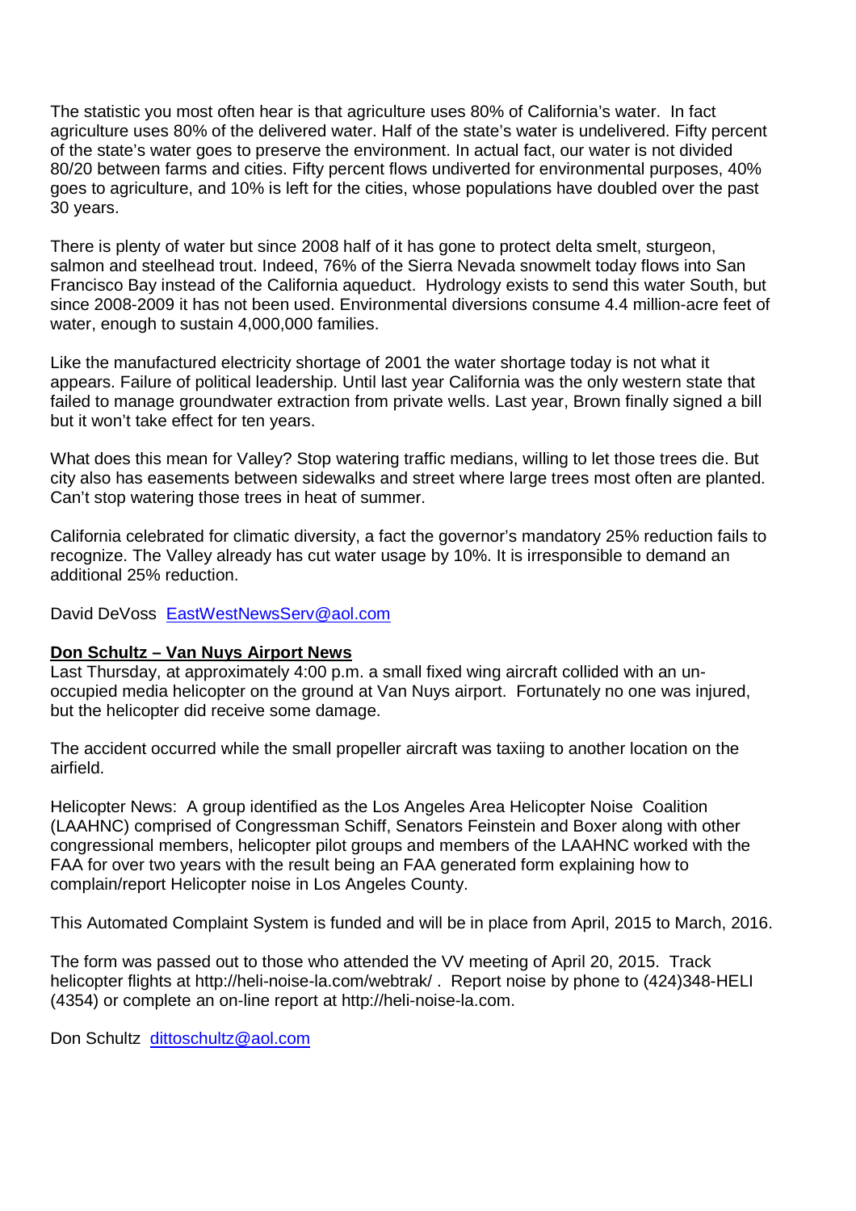The statistic you most often hear is that agriculture uses 80% of California's water. In fact agriculture uses 80% of the delivered water. Half of the state's water is undelivered. Fifty percent of the state's water goes to preserve the environment. In actual fact, our water is not divided 80/20 between farms and cities. Fifty percent flows undiverted for environmental purposes, 40% goes to agriculture, and 10% is left for the cities, whose populations have doubled over the past 30 years.

There is plenty of water but since 2008 half of it has gone to protect delta smelt, sturgeon, salmon and steelhead trout. Indeed, 76% of the Sierra Nevada snowmelt today flows into San Francisco Bay instead of the California aqueduct. Hydrology exists to send this water South, but since 2008-2009 it has not been used. Environmental diversions consume 4.4 million-acre feet of water, enough to sustain 4,000,000 families.

Like the manufactured electricity shortage of 2001 the water shortage today is not what it appears. Failure of political leadership. Until last year California was the only western state that failed to manage groundwater extraction from private wells. Last year, Brown finally signed a bill but it won't take effect for ten years.

What does this mean for Valley? Stop watering traffic medians, willing to let those trees die. But city also has easements between sidewalks and street where large trees most often are planted. Can't stop watering those trees in heat of summer.

California celebrated for climatic diversity, a fact the governor's mandatory 25% reduction fails to recognize. The Valley already has cut water usage by 10%. It is irresponsible to demand an additional 25% reduction.

David DeVoss EastWestNewsServ@aol.com

**Don Schultz – Van Nuys Airport News**

Last Thursday, at approximately 4:00 p.m. a small fixed wing aircraft collided with an un-occupied media helicopter on the ground at Van Nuys airport. Fortunately no one was injured, but the helicopter did receive some damage.

The accident occurred while the small propeller aircraft was taxiing to another location on the airfield.

Helicopter News: A group identified as the Los Angeles Area Helicopter Noise Coalition (LAAHNC) comprised of Congressman Schiff, Senators Feinstein and Boxer along with other congressional members, helicopter pilot groups and members of the LAAHNC worked with the FAA for over two years with the result being an FAA generated form explaining how to complain/report Helicopter noise in Los Angeles County.

This Automated Complaint System is funded and will be in place from April, 2015 to March, 2016.

The form was passed out to those who attended the VV meeting of April 20, 2015. Track helicopter flights at http://heli-noise-la.com/webtrak/ . Report noise by phone to (424)348-HELI (4354) or complete an on-line report at http://heli-noise-la.com.

Don Schultz dittoschultz@aol.com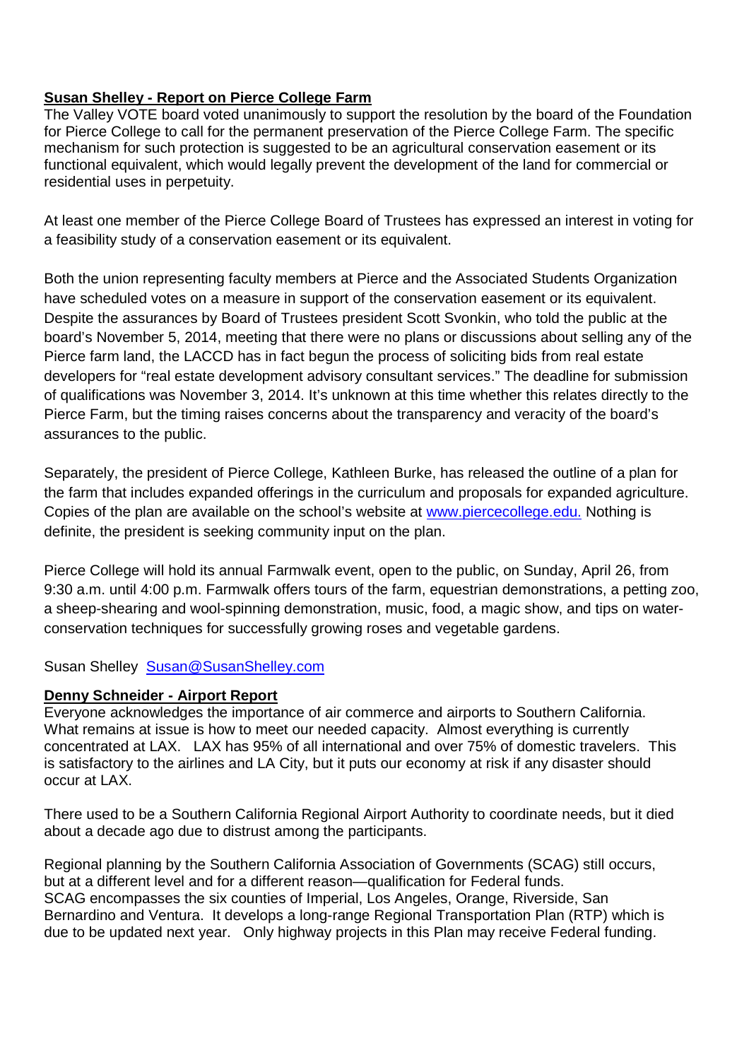**Susan Shelley - Report on Pierce College Farm**

The Valley VOTE board voted unanimously to support the resolution by the board of the Foundation for Pierce College to call for the permanent preservation of the Pierce College Farm. The specific mechanism for such protection is suggested to be an agricultural conservation easement or its functional equivalent, which would legally prevent the development of the land for commercial or residential uses in perpetuity.

At least one member of the Pierce College Board of Trustees has expressed an interest in voting for a feasibility study of a conservation easement or its equivalent.

Both the union representing faculty members at Pierce and the Associated Students Organization have scheduled votes on a measure in support of the conservation easement or its equivalent. Despite the assurances by Board of Trustees president Scott Svonkin, who told the public at the board's November 5, 2014, meeting that there were no plans or discussions about selling any of the Pierce farm land, the LACCD has in fact begun the process of soliciting bids from real estate developers for "real estate development advisory consultant services." The deadline for submission of qualifications was November 3, 2014. It's unknown at this time whether this relates directly to the Pierce Farm, but the timing raises concerns about the transparency and veracity of the board's assurances to the public.

Separately, the president of Pierce College, Kathleen Burke, has released the outline of a plan for the farm that includes expanded offerings in the curriculum and proposals for expanded agriculture. Copies of the plan are available on the school's website at www.piercecollege.edu. Nothing is definite, the president is seeking community input on the plan.

Pierce College will hold its annual Farmwalk event, open to the public, on Sunday, April 26, from 9:30 a.m. until 4:00 p.m. Farmwalk offers tours of the farm, equestrian demonstrations, a petting zoo, a sheep-shearing and wool-spinning demonstration, music, food, a magic show, and tips on water-conservation techniques for successfully growing roses and vegetable gardens.

Susan Shelley Susan@SusanShelley.com

**Denny Schneider - Airport Report**

Everyone acknowledges the importance of air commerce and airports to Southern California. What remains at issue is how to meet our needed capacity. Almost everything is currently concentrated at LAX. LAX has 95% of all international and over 75% of domestic travelers. This is satisfactory to the airlines and LA City, but it puts our economy at risk if any disaster should occur at LAX.

There used to be a Southern California Regional Airport Authority to coordinate needs, but it died about a decade ago due to distrust among the participants.

Regional planning by the Southern California Association of Governments (SCAG) still occurs, but at a different level and for a different reason—qualification for Federal funds.
SCAG encompasses the six counties of Imperial, Los Angeles, Orange, Riverside, San Bernardino and Ventura. It develops a long-range Regional Transportation Plan (RTP) which is due to be updated next year. Only highway projects in this Plan may receive Federal funding.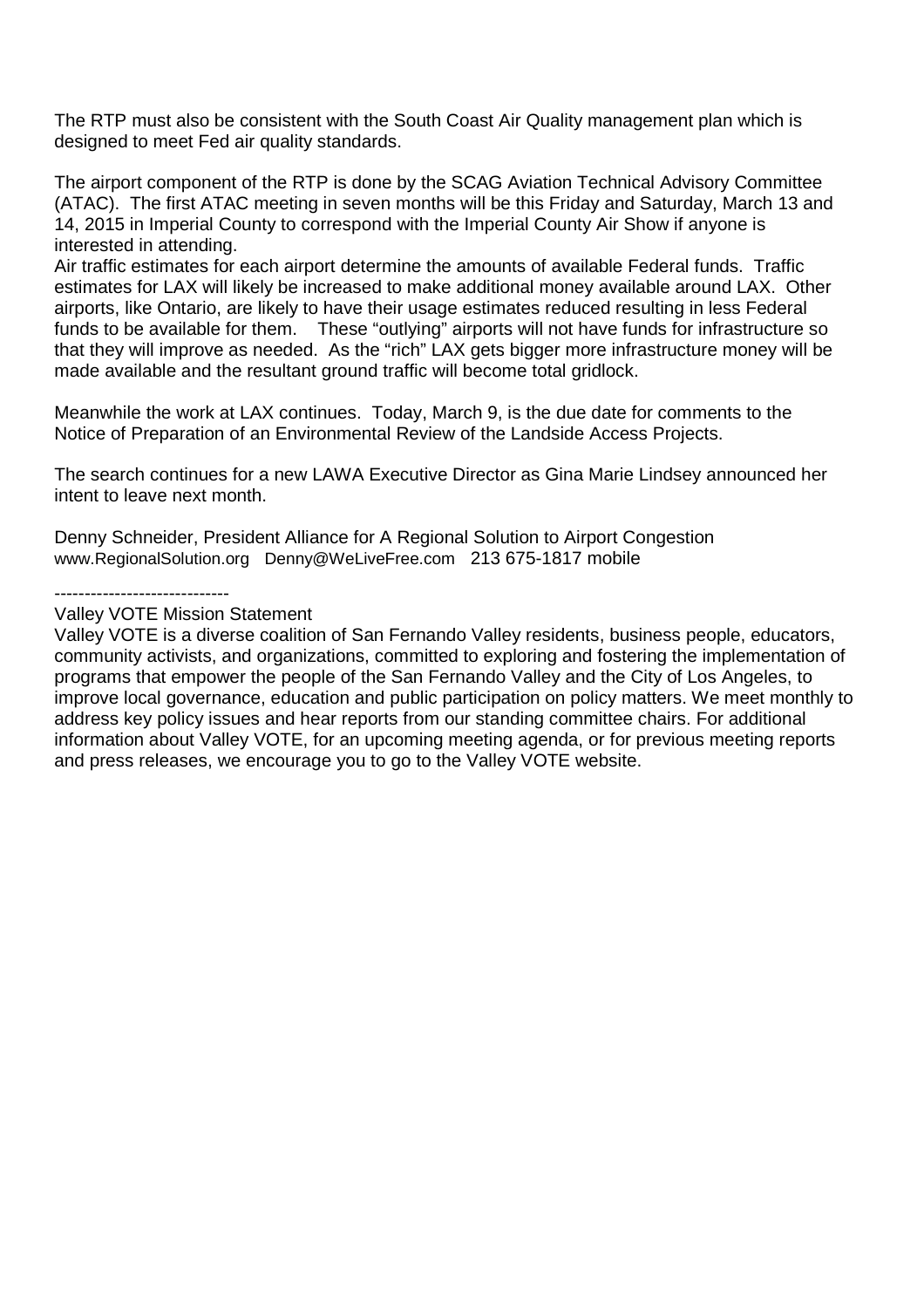The RTP must also be consistent with the South Coast Air Quality management plan which is designed to meet Fed air quality standards.

The airport component of the RTP is done by the SCAG Aviation Technical Advisory Committee (ATAC). The first ATAC meeting in seven months will be this Friday and Saturday, March 13 and 14, 2015 in Imperial County to correspond with the Imperial County Air Show if anyone is interested in attending.
Air traffic estimates for each airport determine the amounts of available Federal funds. Traffic estimates for LAX will likely be increased to make additional money available around LAX. Other airports, like Ontario, are likely to have their usage estimates reduced resulting in less Federal funds to be available for them. These "outlying" airports will not have funds for infrastructure so that they will improve as needed. As the "rich" LAX gets bigger more infrastructure money will be made available and the resultant ground traffic will become total gridlock.

Meanwhile the work at LAX continues. Today, March 9, is the due date for comments to the Notice of Preparation of an Environmental Review of the Landside Access Projects.

The search continues for a new LAWA Executive Director as Gina Marie Lindsey announced her intent to leave next month.

Denny Schneider, President Alliance for A Regional Solution to Airport Congestion
www.RegionalSolution.org Denny@WeLiveFree.com 213 675-1817 mobile

-----------------------------

Valley VOTE Mission Statement

Valley VOTE is a diverse coalition of San Fernando Valley residents, business people, educators, community activists, and organizations, committed to exploring and fostering the implementation of programs that empower the people of the San Fernando Valley and the City of Los Angeles, to improve local governance, education and public participation on policy matters. We meet monthly to address key policy issues and hear reports from our standing committee chairs. For additional information about Valley VOTE, for an upcoming meeting agenda, or for previous meeting reports and press releases, we encourage you to go to the Valley VOTE website.